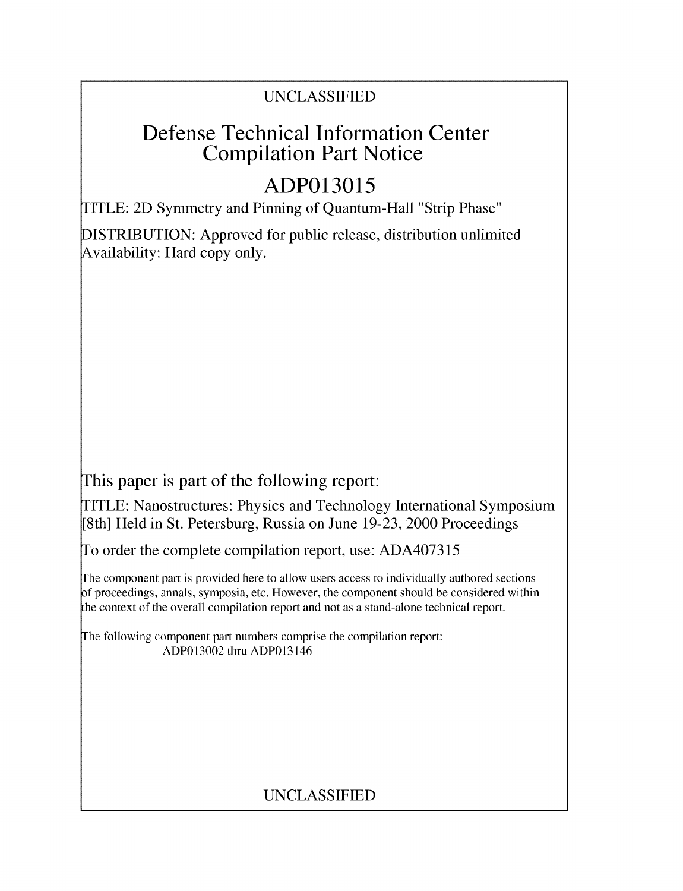UNCLASSIFIED

# Defense Technical Information Center Compilation Part Notice

## ADP013015

TITLE: 2D Symmetry and Pinning of Quantum-Hall "Strip Phase"

DISTRIBUTION: Approved for public release, distribution unlimited
Availability: Hard copy only.

This paper is part of the following report:

TITLE: Nanostructures: Physics and Technology International Symposium [8th] Held in St. Petersburg, Russia on June 19-23, 2000 Proceedings

To order the complete compilation report, use: ADA407315

The component part is provided here to allow users access to individually authored sections of proceedings, annals, symposia, etc. However, the component should be considered within the context of the overall compilation report and not as a stand-alone technical report.

The following component part numbers comprise the compilation report:
ADP013002 thru ADP013146

UNCLASSIFIED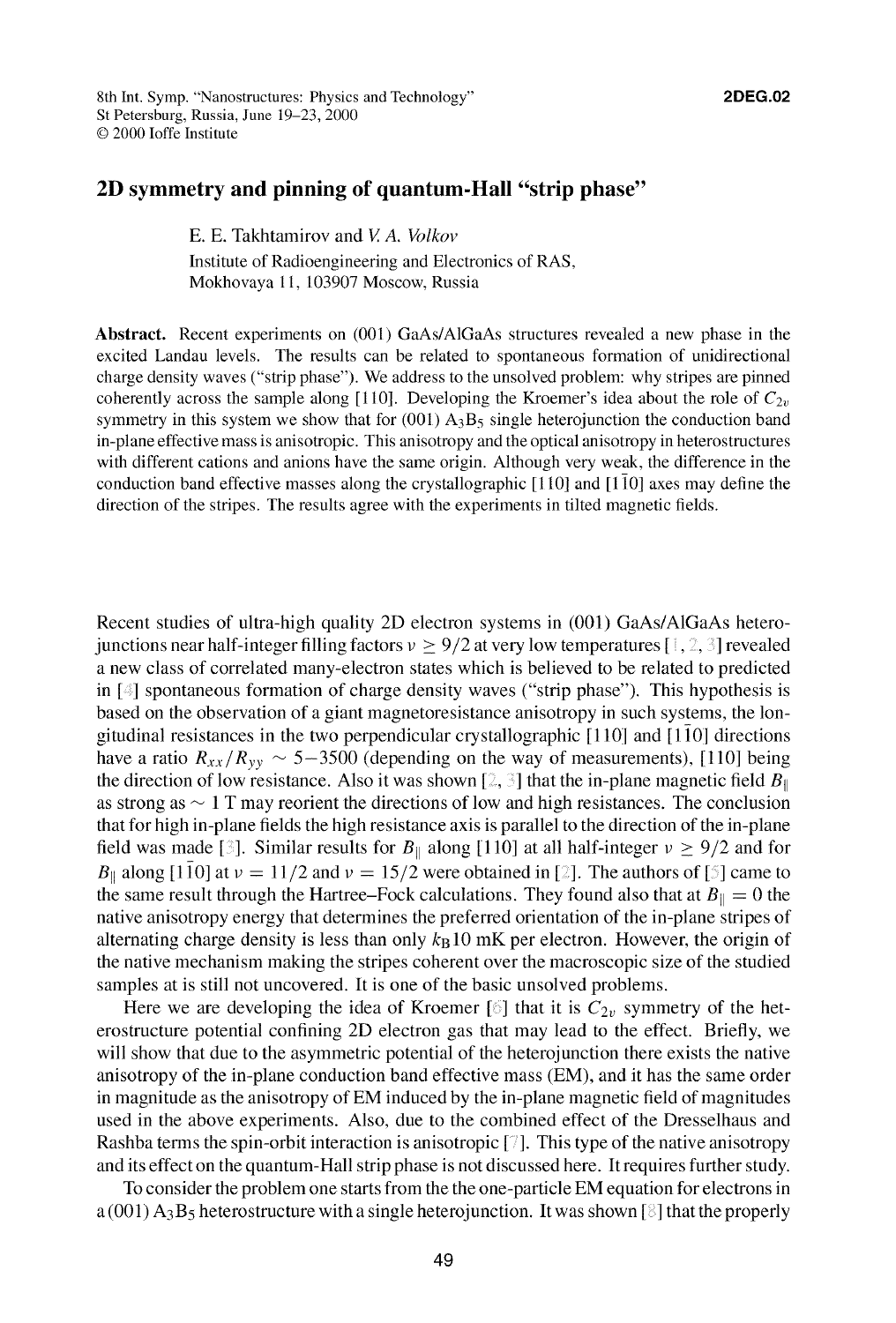# 2D symmetry and pinning of quantum-Hall "strip phase"

E. E. Takhtamirov and *V. A. Volkov*

Institute of Radioengineering and Electronics of RAS,
Mokhovaya 11, 103907 Moscow, Russia

**Abstract.** Recent experiments on (001) GaAs/AlGaAs structures revealed a new phase in the excited Landau levels. The results can be related to spontaneous formation of unidirectional charge density waves ("strip phase"). We address to the unsolved problem: why stripes are pinned coherently across the sample along [110]. Developing the Kroemer's idea about the role of $C_{2v}$ symmetry in this system we show that for (001) $A_3B_5$ single heterojunction the conduction band in-plane effective mass is anisotropic. This anisotropy and the optical anisotropy in heterostructures with different cations and anions have the same origin. Although very weak, the difference in the conduction band effective masses along the crystallographic [110] and [1$\bar{1}$0] axes may define the direction of the stripes. The results agree with the experiments in tilted magnetic fields.

Recent studies of ultra-high quality 2D electron systems in (001) GaAs/AlGaAs heterojunctions near half-integer filling factors $\nu \geq 9/2$ at very low temperatures [1, 2, 3] revealed a new class of correlated many-electron states which is believed to be related to predicted in [4] spontaneous formation of charge density waves ("strip phase"). This hypothesis is based on the observation of a giant magnetoresistance anisotropy in such systems, the longitudinal resistances in the two perpendicular crystallographic [110] and [1$\bar{1}$0] directions have a ratio $R_{xx}/R_{yy} \sim 5{-}3500$ (depending on the way of measurements), [110] being the direction of low resistance. Also it was shown [2, 3] that the in-plane magnetic field $B_{\|}$ as strong as $\sim 1$ T may reorient the directions of low and high resistances. The conclusion that for high in-plane fields the high resistance axis is parallel to the direction of the in-plane field was made [3]. Similar results for $B_{\|}$ along [110] at all half-integer $\nu \geq 9/2$ and for $B_{\|}$ along [1$\bar{1}$0] at $\nu = 11/2$ and $\nu = 15/2$ were obtained in [2]. The authors of [5] came to the same result through the Hartree–Fock calculations. They found also that at $B_{\|} = 0$ the native anisotropy energy that determines the preferred orientation of the in-plane stripes of alternating charge density is less than only $k_B 10$ mK per electron. However, the origin of the native mechanism making the stripes coherent over the macroscopic size of the studied samples at is still not uncovered. It is one of the basic unsolved problems.

Here we are developing the idea of Kroemer [6] that it is $C_{2v}$ symmetry of the heterostructure potential confining 2D electron gas that may lead to the effect. Briefly, we will show that due to the asymmetric potential of the heterojunction there exists the native anisotropy of the in-plane conduction band effective mass (EM), and it has the same order in magnitude as the anisotropy of EM induced by the in-plane magnetic field of magnitudes used in the above experiments. Also, due to the combined effect of the Dresselhaus and Rashba terms the spin-orbit interaction is anisotropic [7]. This type of the native anisotropy and its effect on the quantum-Hall strip phase is not discussed here. It requires further study.

To consider the problem one starts from the the one-particle EM equation for electrons in a (001) $A_3B_5$ heterostructure with a single heterojunction. It was shown [8] that the properly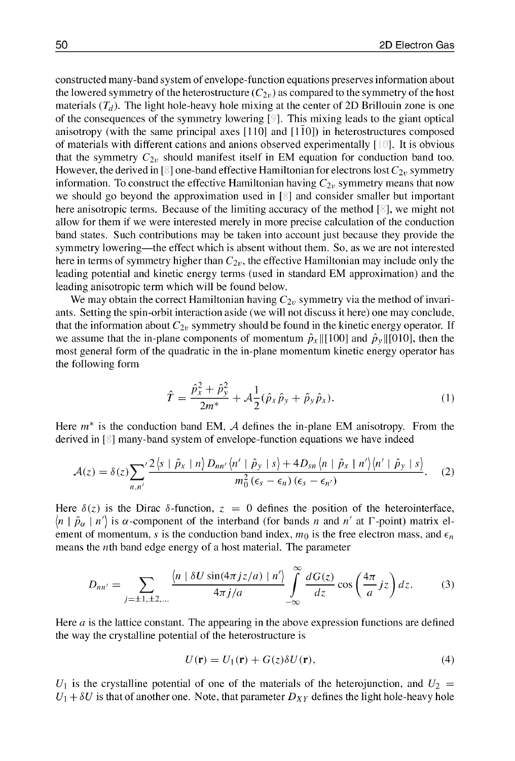constructed many-band system of envelope-function equations preserves information about the lowered symmetry of the heterostructure ($C_{2v}$) as compared to the symmetry of the host materials ($T_d$). The light hole-heavy hole mixing at the center of 2D Brillouin zone is one of the consequences of the symmetry lowering [9]. This mixing leads to the giant optical anisotropy (with the same principal axes [110] and [1$\bar{1}$0]) in heterostructures composed of materials with different cations and anions observed experimentally [10]. It is obvious that the symmetry $C_{2v}$ should manifest itself in EM equation for conduction band too. However, the derived in [8] one-band effective Hamiltonian for electrons lost $C_{2v}$ symmetry information. To construct the effective Hamiltonian having $C_{2v}$ symmetry means that now we should go beyond the approximation used in [8] and consider smaller but important here anisotropic terms. Because of the limiting accuracy of the method [8], we might not allow for them if we were interested merely in more precise calculation of the conduction band states. Such contributions may be taken into account just because they provide the symmetry lowering—the effect which is absent without them. So, as we are not interested here in terms of symmetry higher than $C_{2v}$, the effective Hamiltonian may include only the leading potential and kinetic energy terms (used in standard EM approximation) and the leading anisotropic term which will be found below.

We may obtain the correct Hamiltonian having $C_{2v}$ symmetry via the method of invariants. Setting the spin-orbit interaction aside (we will not discuss it here) one may conclude, that the information about $C_{2v}$ symmetry should be found in the kinetic energy operator. If we assume that the in-plane components of momentum $\hat{p}_x \| [100]$ and $\hat{p}_y \| [010]$, then the most general form of the quadratic in the in-plane momentum kinetic energy operator has the following form

$$\hat{T} = \frac{\hat{p}_x^2 + \hat{p}_y^2}{2m^*} + \mathcal{A}\frac{1}{2}(\hat{p}_x\hat{p}_y + \hat{p}_y\hat{p}_x). \tag{1}$$

Here $m^*$ is the conduction band EM, $\mathcal{A}$ defines the in-plane EM anisotropy. From the derived in [8] many-band system of envelope-function equations we have indeed

$$\mathcal{A}(z) = \delta(z)\sum_{n,n'}{}' \frac{2\langle s \mid \hat{p}_x \mid n\rangle D_{nn'}\langle n' \mid \hat{p}_y \mid s\rangle + 4D_{sn}\langle n \mid \hat{p}_x \mid n'\rangle\langle n' \mid \hat{p}_y \mid s\rangle}{m_0^2\,(\epsilon_s - \epsilon_n)\,(\epsilon_s - \epsilon_{n'})}. \tag{2}$$

Here $\delta(z)$ is the Dirac $\delta$-function, $z = 0$ defines the position of the heterointerface, $\langle n \mid \hat{p}_\alpha \mid n'\rangle$ is $\alpha$-component of the interband (for bands $n$ and $n'$ at $\Gamma$-point) matrix element of momentum, $s$ is the conduction band index, $m_0$ is the free electron mass, and $\epsilon_n$ means the $n$th band edge energy of a host material. The parameter

$$D_{nn'} = \sum_{j=\pm1,\pm2,\ldots} \frac{\langle n \mid \delta U \sin(4\pi jz/a) \mid n'\rangle}{4\pi j/a} \int_{-\infty}^{\infty} \frac{dG(z)}{dz}\cos\left(\frac{4\pi}{a}jz\right)dz. \tag{3}$$

Here $a$ is the lattice constant. The appearing in the above expression functions are defined the way the crystalline potential of the heterostructure is

$$U(\mathbf{r}) = U_1(\mathbf{r}) + G(z)\delta U(\mathbf{r}), \tag{4}$$

$U_1$ is the crystalline potential of one of the materials of the heterojunction, and $U_2 = U_1 + \delta U$ is that of another one. Note, that parameter $D_{XY}$ defines the light hole-heavy hole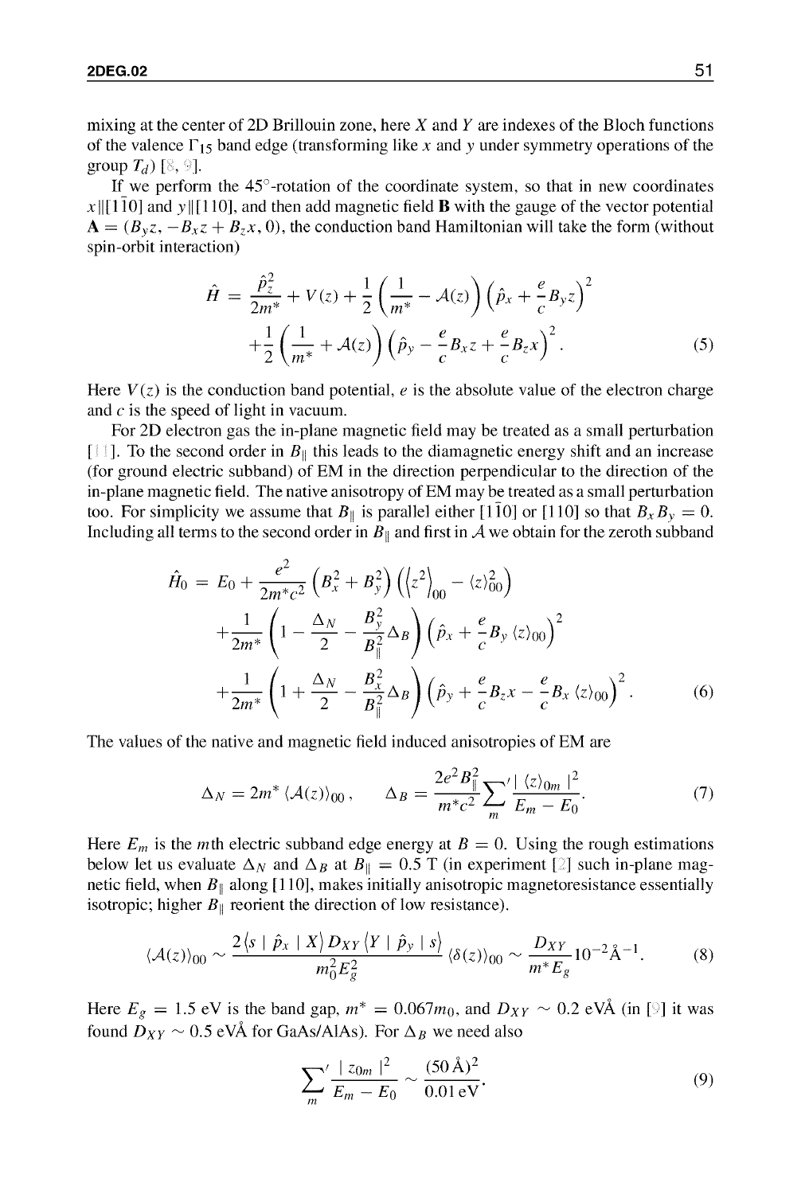mixing at the center of 2D Brillouin zone, here $X$ and $Y$ are indexes of the Bloch functions of the valence $\Gamma_{15}$ band edge (transforming like $x$ and $y$ under symmetry operations of the group $T_d$) [8, 9].

If we perform the 45°-rotation of the coordinate system, so that in new coordinates $x\|[1\bar{1}0]$ and $y\|[110]$, and then add magnetic field $\mathbf{B}$ with the gauge of the vector potential $\mathbf{A} = (B_y z, -B_x z + B_z x, 0)$, the conduction band Hamiltonian will take the form (without spin-orbit interaction)

$$\hat{H} = \frac{\hat{p}_z^2}{2m^*} + V(z) + \frac{1}{2}\left(\frac{1}{m^*} - \mathcal{A}(z)\right)\left(\hat{p}_x + \frac{e}{c}B_y z\right)^2 + \frac{1}{2}\left(\frac{1}{m^*} + \mathcal{A}(z)\right)\left(\hat{p}_y - \frac{e}{c}B_x z + \frac{e}{c}B_z x\right)^2. \tag{5}$$

Here $V(z)$ is the conduction band potential, $e$ is the absolute value of the electron charge and $c$ is the speed of light in vacuum.

For 2D electron gas the in-plane magnetic field may be treated as a small perturbation [11]. To the second order in $B_\|$ this leads to the diamagnetic energy shift and an increase (for ground electric subband) of EM in the direction perpendicular to the direction of the in-plane magnetic field. The native anisotropy of EM may be treated as a small perturbation too. For simplicity we assume that $B_\|$ is parallel either $[1\bar{1}0]$ or $[110]$ so that $B_x B_y = 0$. Including all terms to the second order in $B_\|$ and first in $\mathcal{A}$ we obtain for the zeroth subband

$$\hat{H}_0 = E_0 + \frac{e^2}{2m^*c^2}\left(B_x^2 + B_y^2\right)\left(\left\langle z^2\right\rangle_{00} - \langle z\rangle_{00}^2\right) + \frac{1}{2m^*}\left(1 - \frac{\Delta_N}{2} - \frac{B_y^2}{B_\|^2}\Delta_B\right)\left(\hat{p}_x + \frac{e}{c}B_y\langle z\rangle_{00}\right)^2 + \frac{1}{2m^*}\left(1 + \frac{\Delta_N}{2} - \frac{B_x^2}{B_\|^2}\Delta_B\right)\left(\hat{p}_y + \frac{e}{c}B_z x - \frac{e}{c}B_x\langle z\rangle_{00}\right)^2. \tag{6}$$

The values of the native and magnetic field induced anisotropies of EM are

$$\Delta_N = 2m^*\langle\mathcal{A}(z)\rangle_{00}, \qquad \Delta_B = \frac{2e^2B_\|^2}{m^*c^2}\sum_m{}' \frac{|\langle z\rangle_{0m}|^2}{E_m - E_0}. \tag{7}$$

Here $E_m$ is the $m$th electric subband edge energy at $B = 0$. Using the rough estimations below let us evaluate $\Delta_N$ and $\Delta_B$ at $B_\| = 0.5$ T (in experiment [2] such in-plane magnetic field, when $B_\|$ along [110], makes initially anisotropic magnetoresistance essentially isotropic; higher $B_\|$ reorient the direction of low resistance).

$$\langle\mathcal{A}(z)\rangle_{00} \sim \frac{2\langle s \mid \hat{p}_x \mid X\rangle D_{XY}\langle Y \mid \hat{p}_y \mid s\rangle}{m_0^2 E_g^2}\langle\delta(z)\rangle_{00} \sim \frac{D_{XY}}{m^* E_g}10^{-2}\,\text{Å}^{-1}. \tag{8}$$

Here $E_g = 1.5$ eV is the band gap, $m^* = 0.067m_0$, and $D_{XY} \sim 0.2$ eVÅ (in [9] it was found $D_{XY} \sim 0.5$ eVÅ for GaAs/AlAs). For $\Delta_B$ we need also

$$\sum_m{}' \frac{|z_{0m}|^2}{E_m - E_0} \sim \frac{(50\,\text{Å})^2}{0.01\,\text{eV}}. \tag{9}$$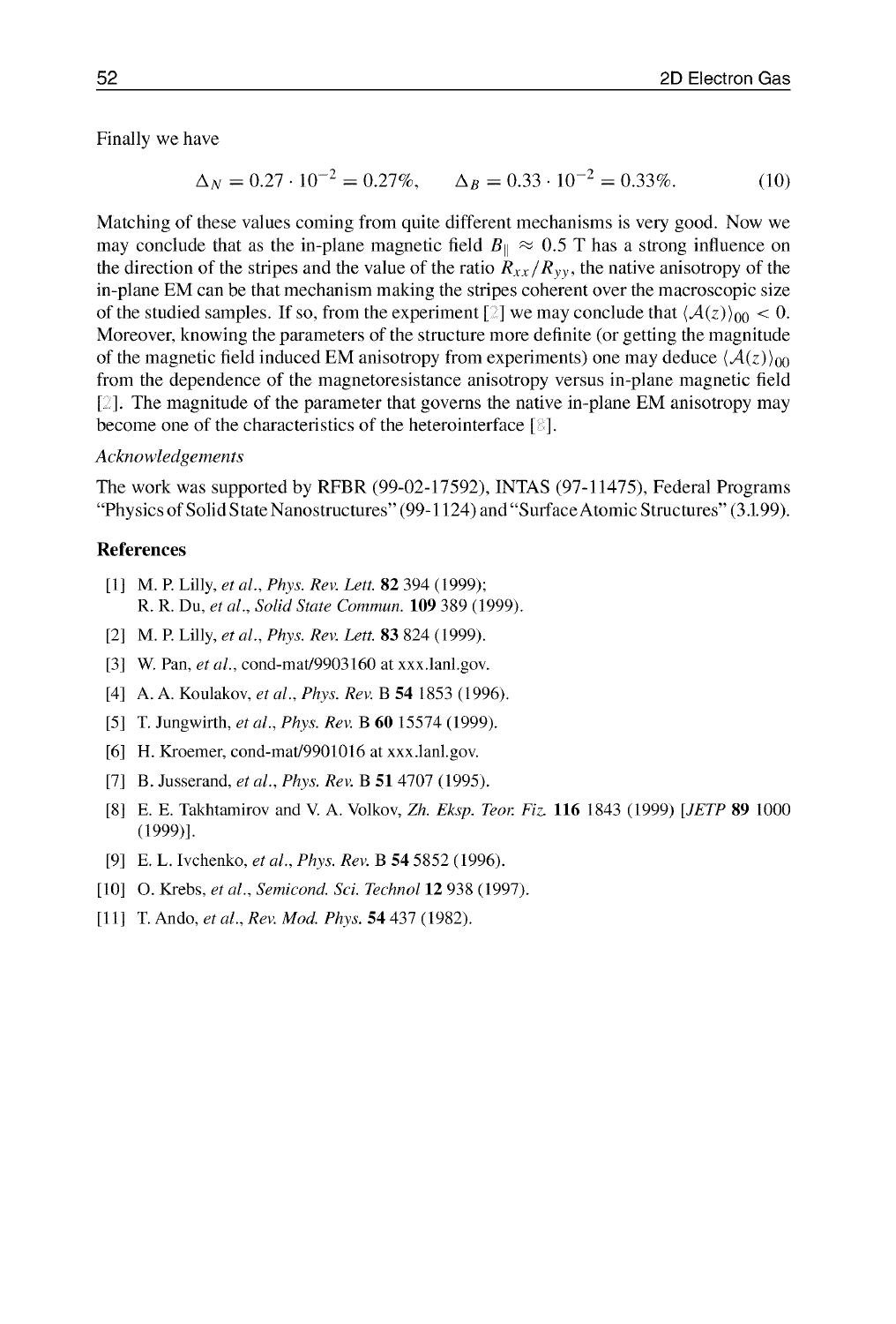Finally we have

$$\Delta_N = 0.27 \cdot 10^{-2} = 0.27\%, \qquad \Delta_B = 0.33 \cdot 10^{-2} = 0.33\%. \tag{10}$$

Matching of these values coming from quite different mechanisms is very good. Now we may conclude that as the in-plane magnetic field $B_\parallel \approx 0.5$ T has a strong influence on the direction of the stripes and the value of the ratio $R_{xx}/R_{yy}$, the native anisotropy of the in-plane EM can be that mechanism making the stripes coherent over the macroscopic size of the studied samples. If so, from the experiment [2] we may conclude that $\langle \mathcal{A}(z) \rangle_{00} < 0$. Moreover, knowing the parameters of the structure more definite (or getting the magnitude of the magnetic field induced EM anisotropy from experiments) one may deduce $\langle \mathcal{A}(z) \rangle_{00}$ from the dependence of the magnetoresistance anisotropy versus in-plane magnetic field [2]. The magnitude of the parameter that governs the native in-plane EM anisotropy may become one of the characteristics of the heterointerface [8].

*Acknowledgements*

The work was supported by RFBR (99-02-17592), INTAS (97-11475), Federal Programs "Physics of Solid State Nanostructures" (99-1124) and "Surface Atomic Structures" (3.1.99).

## References

[1] M. P. Lilly, *et al.*, *Phys. Rev. Lett.* **82** 394 (1999);
R. R. Du, *et al.*, *Solid State Commun.* **109** 389 (1999).

[2] M. P. Lilly, *et al.*, *Phys. Rev. Lett.* **83** 824 (1999).

[3] W. Pan, *et al.*, cond-mat/9903160 at xxx.lanl.gov.

[4] A. A. Koulakov, *et al.*, *Phys. Rev.* B **54** 1853 (1996).

[5] T. Jungwirth, *et al.*, *Phys. Rev.* B **60** 15574 (1999).

[6] H. Kroemer, cond-mat/9901016 at xxx.lanl.gov.

[7] B. Jusserand, *et al.*, *Phys. Rev.* B **51** 4707 (1995).

[8] E. E. Takhtamirov and V. A. Volkov, *Zh. Eksp. Teor. Fiz.* **116** 1843 (1999) [*JETP* **89** 1000 (1999)].

[9] E. L. Ivchenko, *et al.*, *Phys. Rev.* B **54** 5852 (1996).

[10] O. Krebs, *et al.*, *Semicond. Sci. Technol* **12** 938 (1997).

[11] T. Ando, *et al.*, *Rev. Mod. Phys.* **54** 437 (1982).